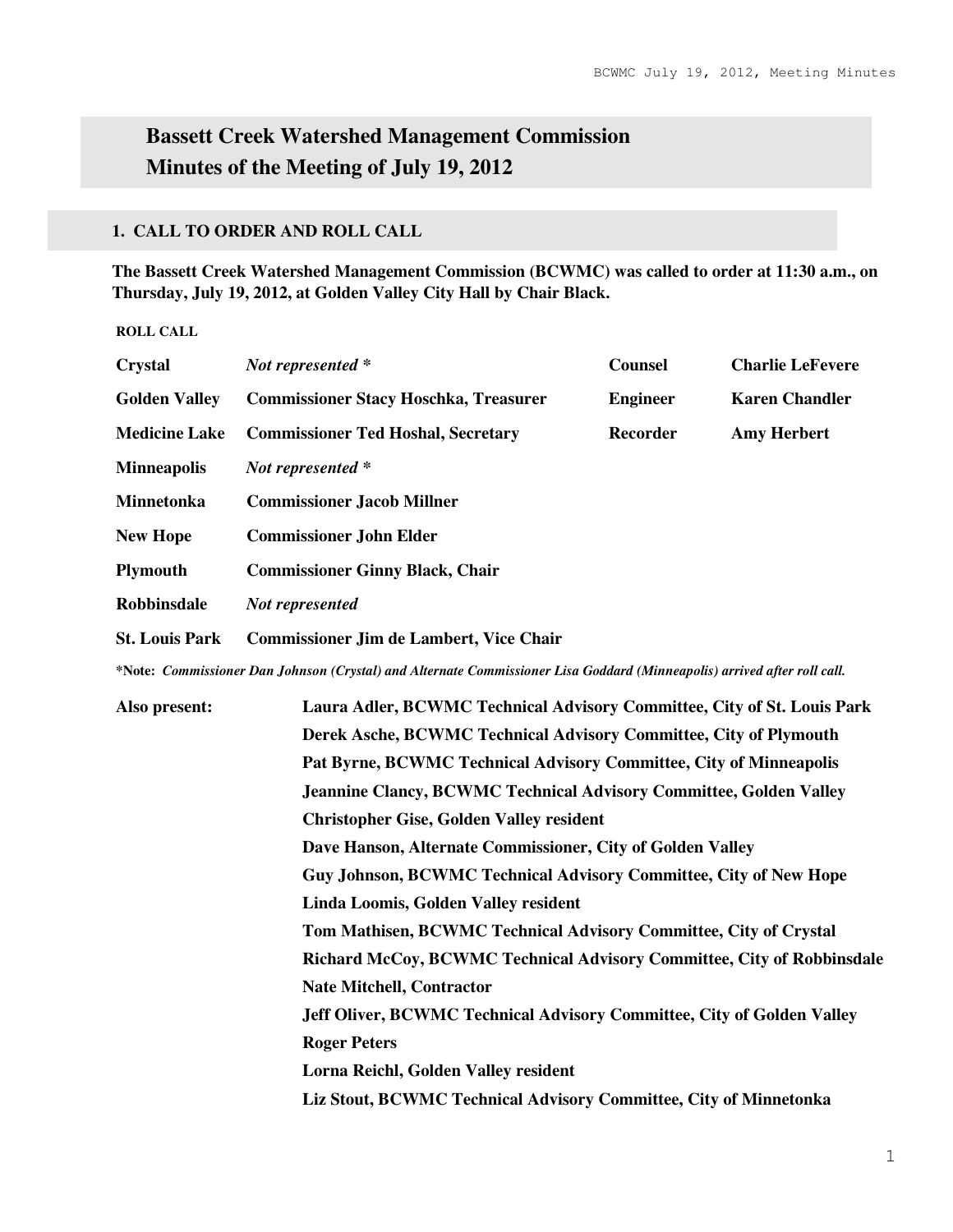# Bassett Creek Watershed Management Commission
# Minutes of the Meeting of July 19, 2012

## 1. CALL TO ORDER AND ROLL CALL

**The Bassett Creek Watershed Management Commission (BCWMC) was called to order at 11:30 a.m., on Thursday, July 19, 2012, at Golden Valley City Hall by Chair Black.**

**ROLL CALL**

| | | | |
|---|---|---|---|
| **Crystal** | ***Not represented **** | **Counsel** | **Charlie LeFevere** |
| **Golden Valley** | **Commissioner Stacy Hoschka, Treasurer** | **Engineer** | **Karen Chandler** |
| **Medicine Lake** | **Commissioner Ted Hoshal, Secretary** | **Recorder** | **Amy Herbert** |
| **Minneapolis** | ***Not represented **** | | |
| **Minnetonka** | **Commissioner Jacob Millner** | | |
| **New Hope** | **Commissioner John Elder** | | |
| **Plymouth** | **Commissioner Ginny Black, Chair** | | |
| **Robbinsdale** | ***Not represented*** | | |
| **St. Louis Park** | **Commissioner Jim de Lambert, Vice Chair** | | |

***Note:** ***Commissioner Dan Johnson (Crystal) and Alternate Commissioner Lisa Goddard (Minneapolis) arrived after roll call.***

**Also present:**

- **Laura Adler, BCWMC Technical Advisory Committee, City of St. Louis Park**
- **Derek Asche, BCWMC Technical Advisory Committee, City of Plymouth**
- **Pat Byrne, BCWMC Technical Advisory Committee, City of Minneapolis**
- **Jeannine Clancy, BCWMC Technical Advisory Committee, Golden Valley**
- **Christopher Gise, Golden Valley resident**
- **Dave Hanson, Alternate Commissioner, City of Golden Valley**
- **Guy Johnson, BCWMC Technical Advisory Committee, City of New Hope**
- **Linda Loomis, Golden Valley resident**
- **Tom Mathisen, BCWMC Technical Advisory Committee, City of Crystal**
- **Richard McCoy, BCWMC Technical Advisory Committee, City of Robbinsdale**
- **Nate Mitchell, Contractor**
- **Jeff Oliver, BCWMC Technical Advisory Committee, City of Golden Valley**
- **Roger Peters**
- **Lorna Reichl, Golden Valley resident**
- **Liz Stout, BCWMC Technical Advisory Committee, City of Minnetonka**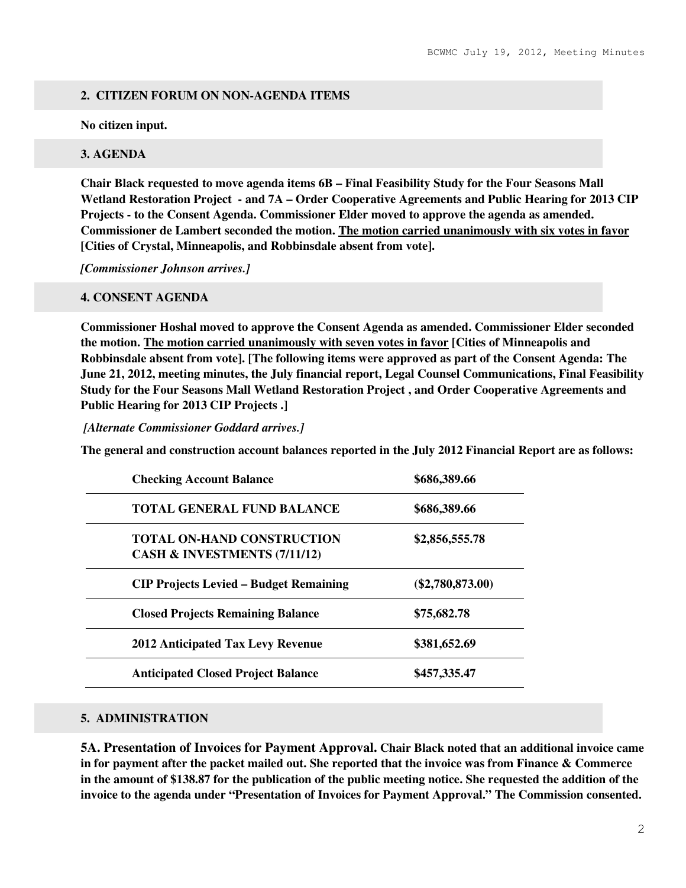## 2. CITIZEN FORUM ON NON-AGENDA ITEMS

**No citizen input.**

## 3. AGENDA

**Chair Black requested to move agenda items 6B – Final Feasibility Study for the Four Seasons Mall Wetland Restoration Project - and 7A – Order Cooperative Agreements and Public Hearing for 2013 CIP Projects - to the Consent Agenda. Commissioner Elder moved to approve the agenda as amended. Commissioner de Lambert seconded the motion. <u>The motion carried unanimously with six votes in favor</u> [Cities of Crystal, Minneapolis, and Robbinsdale absent from vote].**

***[Commissioner Johnson arrives.]***

## 4. CONSENT AGENDA

**Commissioner Hoshal moved to approve the Consent Agenda as amended. Commissioner Elder seconded the motion. <u>The motion carried unanimously with seven votes in favor</u> [Cities of Minneapolis and Robbinsdale absent from vote]. [The following items were approved as part of the Consent Agenda: The June 21, 2012, meeting minutes, the July financial report, Legal Counsel Communications, Final Feasibility Study for the Four Seasons Mall Wetland Restoration Project , and Order Cooperative Agreements and Public Hearing for 2013 CIP Projects .]**

***[Alternate Commissioner Goddard arrives.]***

**The general and construction account balances reported in the July 2012 Financial Report are as follows:**

| | |
|---|---|
| **Checking Account Balance** | **$686,389.66** |
| **TOTAL GENERAL FUND BALANCE** | **$686,389.66** |
| **TOTAL ON-HAND CONSTRUCTION CASH & INVESTMENTS (7/11/12)** | **$2,856,555.78** |
| **CIP Projects Levied – Budget Remaining** | **($2,780,873.00)** |
| **Closed Projects Remaining Balance** | **$75,682.78** |
| **2012 Anticipated Tax Levy Revenue** | **$381,652.69** |
| **Anticipated Closed Project Balance** | **$457,335.47** |

## 5. ADMINISTRATION

**5A. Presentation of Invoices for Payment Approval. Chair Black noted that an additional invoice came in for payment after the packet mailed out. She reported that the invoice was from Finance & Commerce in the amount of $138.87 for the publication of the public meeting notice. She requested the addition of the invoice to the agenda under "Presentation of Invoices for Payment Approval." The Commission consented.**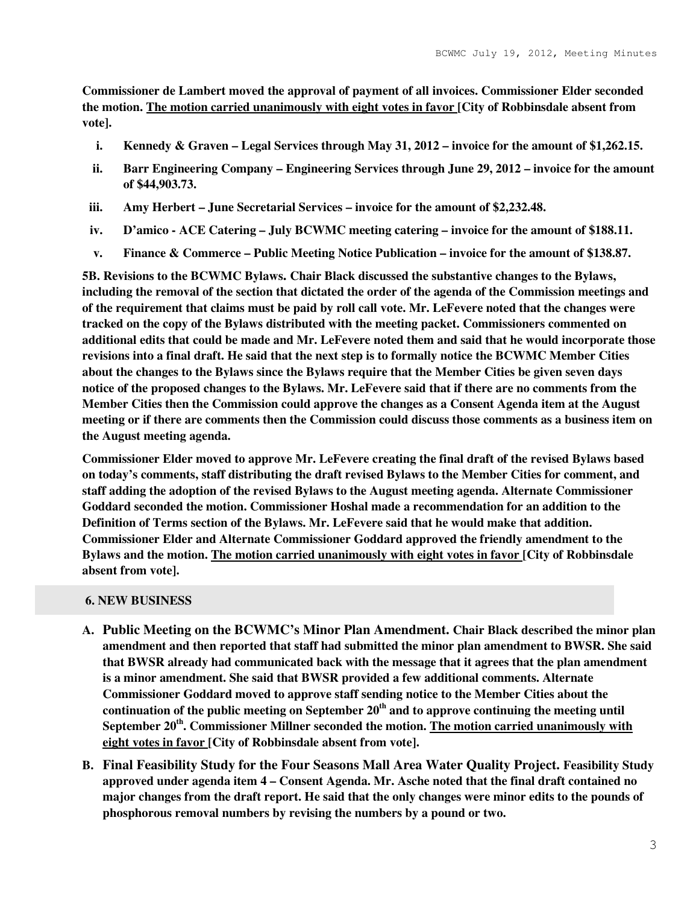**Commissioner de Lambert moved the approval of payment of all invoices. Commissioner Elder seconded the motion. <u>The motion carried unanimously with eight votes in favor</u> [City of Robbinsdale absent from vote].**

- **i. Kennedy & Graven – Legal Services through May 31, 2012 – invoice for the amount of $1,262.15.**
- **ii. Barr Engineering Company – Engineering Services through June 29, 2012 – invoice for the amount of $44,903.73.**
- **iii. Amy Herbert – June Secretarial Services – invoice for the amount of $2,232.48.**
- **iv. D'amico - ACE Catering – July BCWMC meeting catering – invoice for the amount of $188.11.**
- **v. Finance & Commerce – Public Meeting Notice Publication – invoice for the amount of $138.87.**

**5B. Revisions to the BCWMC Bylaws. Chair Black discussed the substantive changes to the Bylaws, including the removal of the section that dictated the order of the agenda of the Commission meetings and of the requirement that claims must be paid by roll call vote. Mr. LeFevere noted that the changes were tracked on the copy of the Bylaws distributed with the meeting packet. Commissioners commented on additional edits that could be made and Mr. LeFevere noted them and said that he would incorporate those revisions into a final draft. He said that the next step is to formally notice the BCWMC Member Cities about the changes to the Bylaws since the Bylaws require that the Member Cities be given seven days notice of the proposed changes to the Bylaws. Mr. LeFevere said that if there are no comments from the Member Cities then the Commission could approve the changes as a Consent Agenda item at the August meeting or if there are comments then the Commission could discuss those comments as a business item on the August meeting agenda.**

**Commissioner Elder moved to approve Mr. LeFevere creating the final draft of the revised Bylaws based on today's comments, staff distributing the draft revised Bylaws to the Member Cities for comment, and staff adding the adoption of the revised Bylaws to the August meeting agenda. Alternate Commissioner Goddard seconded the motion. Commissioner Hoshal made a recommendation for an addition to the Definition of Terms section of the Bylaws. Mr. LeFevere said that he would make that addition. Commissioner Elder and Alternate Commissioner Goddard approved the friendly amendment to the Bylaws and the motion. <u>The motion carried unanimously with eight votes in favor</u> [City of Robbinsdale absent from vote].**

## 6. NEW BUSINESS

**A. Public Meeting on the BCWMC's Minor Plan Amendment.** **Chair Black described the minor plan amendment and then reported that staff had submitted the minor plan amendment to BWSR. She said that BWSR already had communicated back with the message that it agrees that the plan amendment is a minor amendment. She said that BWSR provided a few additional comments. Alternate Commissioner Goddard moved to approve staff sending notice to the Member Cities about the continuation of the public meeting on September 20th and to approve continuing the meeting until September 20th. Commissioner Millner seconded the motion. <u>The motion carried unanimously with eight votes in favor</u> [City of Robbinsdale absent from vote].**

**B. Final Feasibility Study for the Four Seasons Mall Area Water Quality Project.** **Feasibility Study approved under agenda item 4 – Consent Agenda. Mr. Asche noted that the final draft contained no major changes from the draft report. He said that the only changes were minor edits to the pounds of phosphorous removal numbers by revising the numbers by a pound or two.**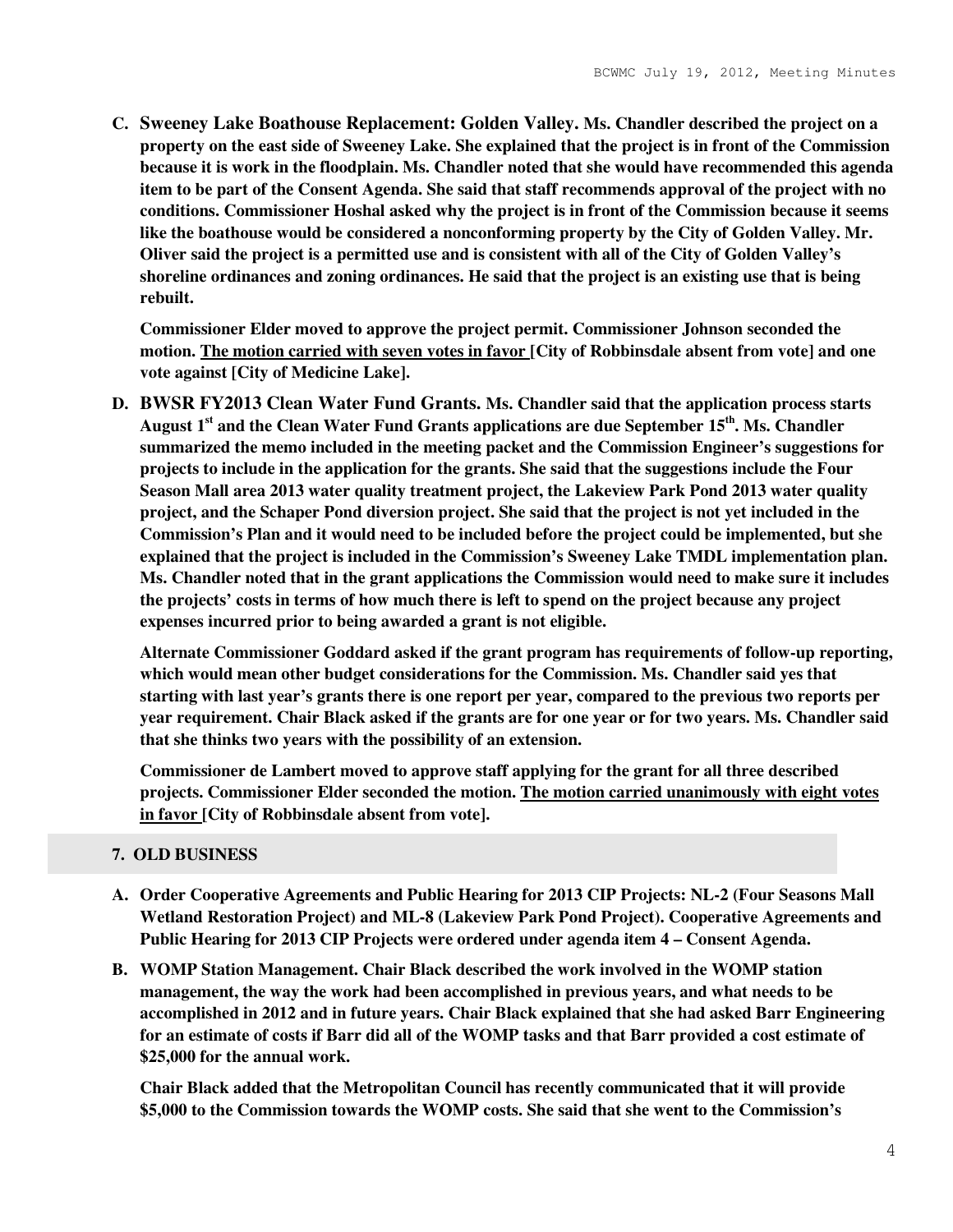**C. Sweeney Lake Boathouse Replacement: Golden Valley. Ms. Chandler described the project on a property on the east side of Sweeney Lake. She explained that the project is in front of the Commission because it is work in the floodplain. Ms. Chandler noted that she would have recommended this agenda item to be part of the Consent Agenda. She said that staff recommends approval of the project with no conditions. Commissioner Hoshal asked why the project is in front of the Commission because it seems like the boathouse would be considered a nonconforming property by the City of Golden Valley. Mr. Oliver said the project is a permitted use and is consistent with all of the City of Golden Valley's shoreline ordinances and zoning ordinances. He said that the project is an existing use that is being rebuilt.**

**Commissioner Elder moved to approve the project permit. Commissioner Johnson seconded the motion. <u>The motion carried with seven votes in favor</u> [City of Robbinsdale absent from vote] and one vote against [City of Medicine Lake].**

**D. BWSR FY2013 Clean Water Fund Grants. Ms. Chandler said that the application process starts August 1st and the Clean Water Fund Grants applications are due September 15th. Ms. Chandler summarized the memo included in the meeting packet and the Commission Engineer's suggestions for projects to include in the application for the grants. She said that the suggestions include the Four Season Mall area 2013 water quality treatment project, the Lakeview Park Pond 2013 water quality project, and the Schaper Pond diversion project. She said that the project is not yet included in the Commission's Plan and it would need to be included before the project could be implemented, but she explained that the project is included in the Commission's Sweeney Lake TMDL implementation plan. Ms. Chandler noted that in the grant applications the Commission would need to make sure it includes the projects' costs in terms of how much there is left to spend on the project because any project expenses incurred prior to being awarded a grant is not eligible.**

**Alternate Commissioner Goddard asked if the grant program has requirements of follow-up reporting, which would mean other budget considerations for the Commission. Ms. Chandler said yes that starting with last year's grants there is one report per year, compared to the previous two reports per year requirement. Chair Black asked if the grants are for one year or for two years. Ms. Chandler said that she thinks two years with the possibility of an extension.**

**Commissioner de Lambert moved to approve staff applying for the grant for all three described projects. Commissioner Elder seconded the motion. <u>The motion carried unanimously with eight votes in favor</u> [City of Robbinsdale absent from vote].**

## 7. OLD BUSINESS

**A. Order Cooperative Agreements and Public Hearing for 2013 CIP Projects: NL-2 (Four Seasons Mall Wetland Restoration Project) and ML-8 (Lakeview Park Pond Project). Cooperative Agreements and Public Hearing for 2013 CIP Projects were ordered under agenda item 4 – Consent Agenda.**

**B. WOMP Station Management. Chair Black described the work involved in the WOMP station management, the way the work had been accomplished in previous years, and what needs to be accomplished in 2012 and in future years. Chair Black explained that she had asked Barr Engineering for an estimate of costs if Barr did all of the WOMP tasks and that Barr provided a cost estimate of $25,000 for the annual work.**

**Chair Black added that the Metropolitan Council has recently communicated that it will provide $5,000 to the Commission towards the WOMP costs. She said that she went to the Commission's**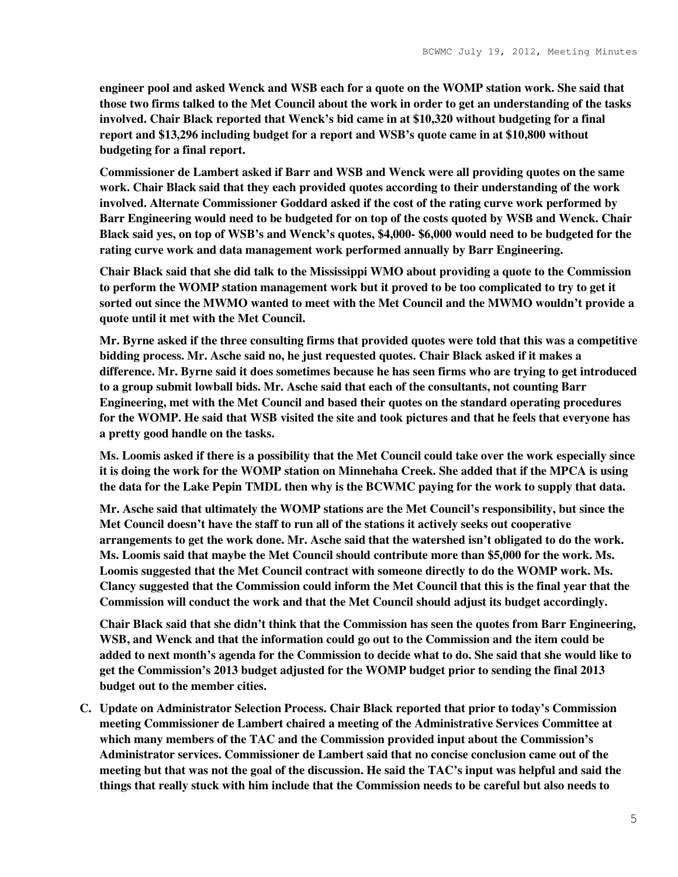**engineer pool and asked Wenck and WSB each for a quote on the WOMP station work. She said that those two firms talked to the Met Council about the work in order to get an understanding of the tasks involved. Chair Black reported that Wenck's bid came in at $10,320 without budgeting for a final report and $13,296 including budget for a report and WSB's quote came in at $10,800 without budgeting for a final report.**

**Commissioner de Lambert asked if Barr and WSB and Wenck were all providing quotes on the same work. Chair Black said that they each provided quotes according to their understanding of the work involved. Alternate Commissioner Goddard asked if the cost of the rating curve work performed by Barr Engineering would need to be budgeted for on top of the costs quoted by WSB and Wenck. Chair Black said yes, on top of WSB's and Wenck's quotes, $4,000- $6,000 would need to be budgeted for the rating curve work and data management work performed annually by Barr Engineering.**

**Chair Black said that she did talk to the Mississippi WMO about providing a quote to the Commission to perform the WOMP station management work but it proved to be too complicated to try to get it sorted out since the MWMO wanted to meet with the Met Council and the MWMO wouldn't provide a quote until it met with the Met Council.**

**Mr. Byrne asked if the three consulting firms that provided quotes were told that this was a competitive bidding process. Mr. Asche said no, he just requested quotes. Chair Black asked if it makes a difference. Mr. Byrne said it does sometimes because he has seen firms who are trying to get introduced to a group submit lowball bids. Mr. Asche said that each of the consultants, not counting Barr Engineering, met with the Met Council and based their quotes on the standard operating procedures for the WOMP. He said that WSB visited the site and took pictures and that he feels that everyone has a pretty good handle on the tasks.**

**Ms. Loomis asked if there is a possibility that the Met Council could take over the work especially since it is doing the work for the WOMP station on Minnehaha Creek. She added that if the MPCA is using the data for the Lake Pepin TMDL then why is the BCWMC paying for the work to supply that data.**

**Mr. Asche said that ultimately the WOMP stations are the Met Council's responsibility, but since the Met Council doesn't have the staff to run all of the stations it actively seeks out cooperative arrangements to get the work done. Mr. Asche said that the watershed isn't obligated to do the work. Ms. Loomis said that maybe the Met Council should contribute more than $5,000 for the work. Ms. Loomis suggested that the Met Council contract with someone directly to do the WOMP work. Ms. Clancy suggested that the Commission could inform the Met Council that this is the final year that the Commission will conduct the work and that the Met Council should adjust its budget accordingly.**

**Chair Black said that she didn't think that the Commission has seen the quotes from Barr Engineering, WSB, and Wenck and that the information could go out to the Commission and the item could be added to next month's agenda for the Commission to decide what to do. She said that she would like to get the Commission's 2013 budget adjusted for the WOMP budget prior to sending the final 2013 budget out to the member cities.**

**C. Update on Administrator Selection Process. Chair Black reported that prior to today's Commission meeting Commissioner de Lambert chaired a meeting of the Administrative Services Committee at which many members of the TAC and the Commission provided input about the Commission's Administrator services. Commissioner de Lambert said that no concise conclusion came out of the meeting but that was not the goal of the discussion. He said the TAC's input was helpful and said the things that really stuck with him include that the Commission needs to be careful but also needs to**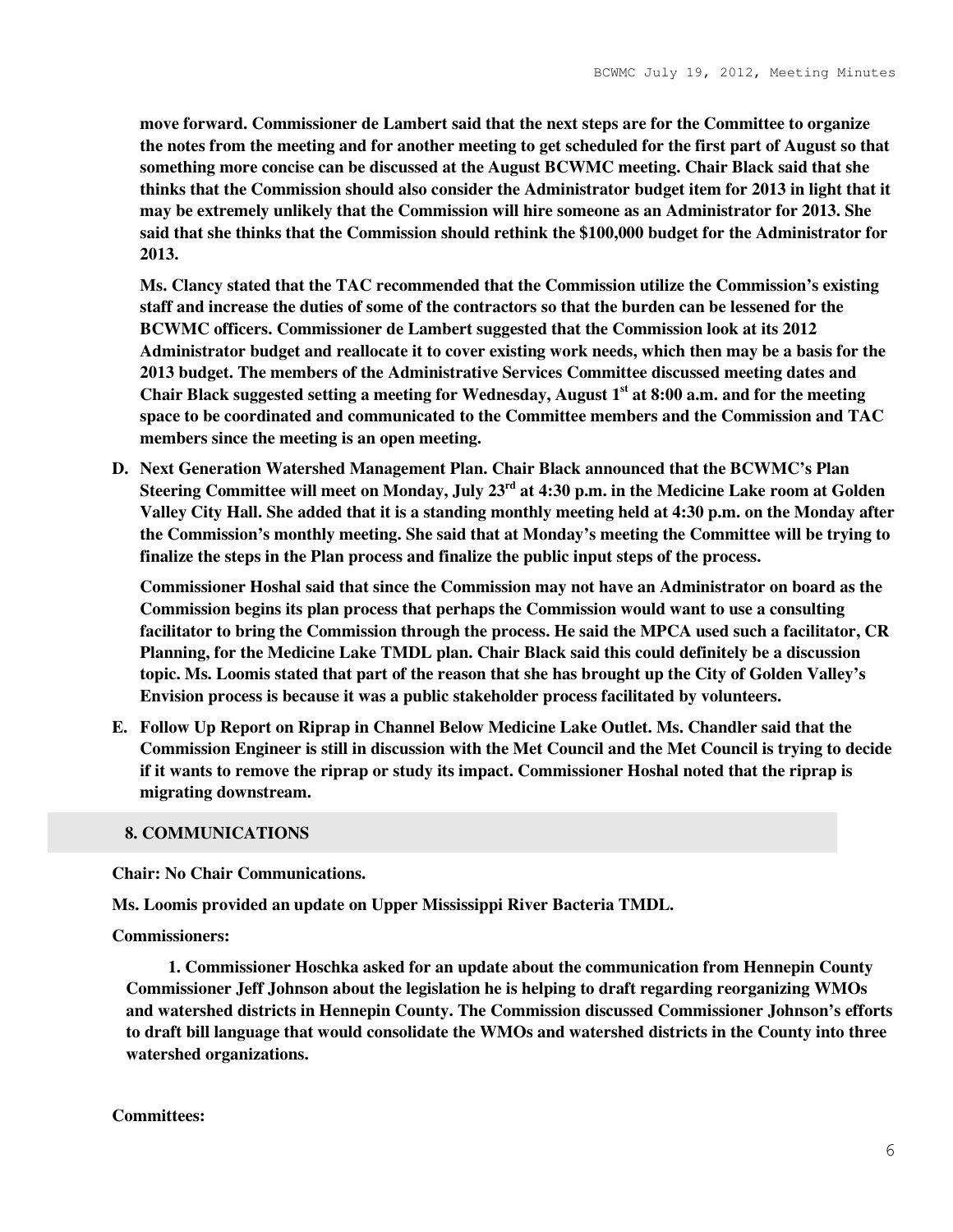**move forward. Commissioner de Lambert said that the next steps are for the Committee to organize the notes from the meeting and for another meeting to get scheduled for the first part of August so that something more concise can be discussed at the August BCWMC meeting. Chair Black said that she thinks that the Commission should also consider the Administrator budget item for 2013 in light that it may be extremely unlikely that the Commission will hire someone as an Administrator for 2013. She said that she thinks that the Commission should rethink the $100,000 budget for the Administrator for 2013.**

**Ms. Clancy stated that the TAC recommended that the Commission utilize the Commission's existing staff and increase the duties of some of the contractors so that the burden can be lessened for the BCWMC officers. Commissioner de Lambert suggested that the Commission look at its 2012 Administrator budget and reallocate it to cover existing work needs, which then may be a basis for the 2013 budget. The members of the Administrative Services Committee discussed meeting dates and Chair Black suggested setting a meeting for Wednesday, August 1st at 8:00 a.m. and for the meeting space to be coordinated and communicated to the Committee members and the Commission and TAC members since the meeting is an open meeting.**

**D. Next Generation Watershed Management Plan. Chair Black announced that the BCWMC's Plan Steering Committee will meet on Monday, July 23rd at 4:30 p.m. in the Medicine Lake room at Golden Valley City Hall. She added that it is a standing monthly meeting held at 4:30 p.m. on the Monday after the Commission's monthly meeting. She said that at Monday's meeting the Committee will be trying to finalize the steps in the Plan process and finalize the public input steps of the process.**

**Commissioner Hoshal said that since the Commission may not have an Administrator on board as the Commission begins its plan process that perhaps the Commission would want to use a consulting facilitator to bring the Commission through the process. He said the MPCA used such a facilitator, CR Planning, for the Medicine Lake TMDL plan. Chair Black said this could definitely be a discussion topic. Ms. Loomis stated that part of the reason that she has brought up the City of Golden Valley's Envision process is because it was a public stakeholder process facilitated by volunteers.**

**E. Follow Up Report on Riprap in Channel Below Medicine Lake Outlet. Ms. Chandler said that the Commission Engineer is still in discussion with the Met Council and the Met Council is trying to decide if it wants to remove the riprap or study its impact. Commissioner Hoshal noted that the riprap is migrating downstream.**

## 8. COMMUNICATIONS

**Chair: No Chair Communications.**

**Ms. Loomis provided an update on Upper Mississippi River Bacteria TMDL.**

**Commissioners:**

**1. Commissioner Hoschka asked for an update about the communication from Hennepin County Commissioner Jeff Johnson about the legislation he is helping to draft regarding reorganizing WMOs and watershed districts in Hennepin County. The Commission discussed Commissioner Johnson's efforts to draft bill language that would consolidate the WMOs and watershed districts in the County into three watershed organizations.**

**Committees:**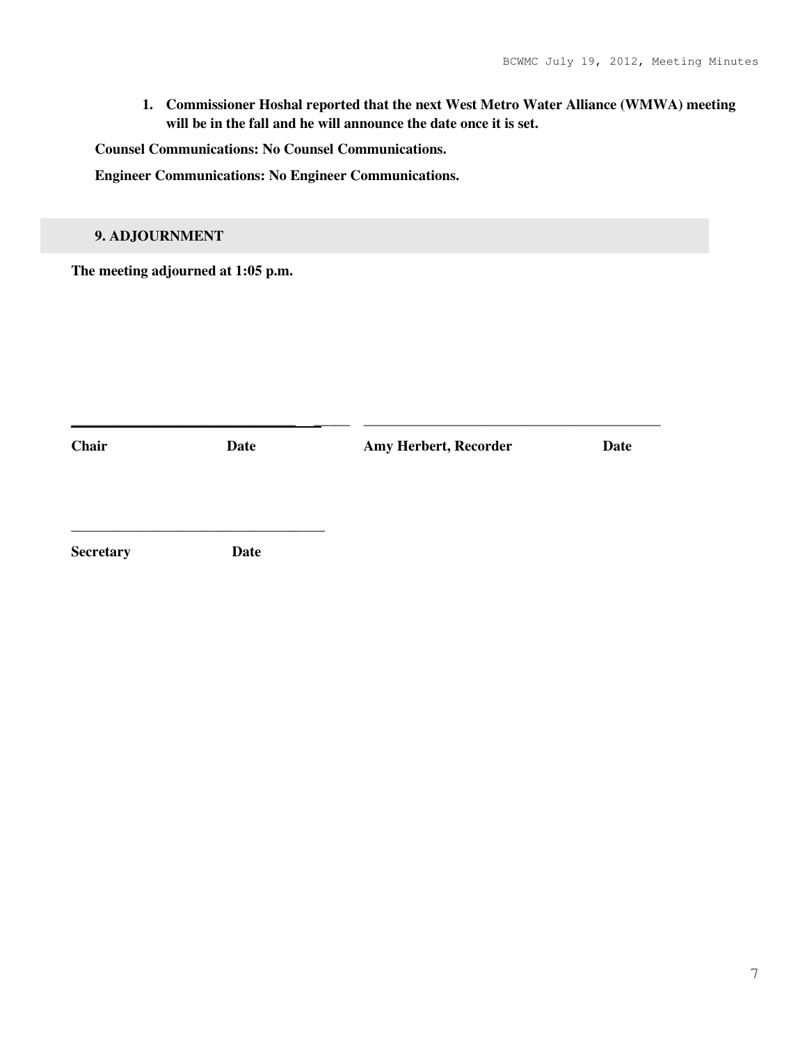1. **Commissioner Hoshal reported that the next West Metro Water Alliance (WMWA) meeting will be in the fall and he will announce the date once it is set.**

**Counsel Communications: No Counsel Communications.**

**Engineer Communications: No Engineer Communications.**

## 9. ADJOURNMENT

**The meeting adjourned at 1:05 p.m.**

\_\_\_\_\_\_\_\_\_\_\_\_\_\_\_\_\_\_\_\_\_\_\_\_\_\_\_\_\_\_\_\_\_\_ \_\_\_\_\_\_\_\_\_\_\_\_\_\_\_\_\_\_\_\_\_\_\_\_\_\_\_\_\_\_\_\_\_\_\_\_\_\_\_\_

**Chair Date** **Amy Herbert, Recorder Date**

\_\_\_\_\_\_\_\_\_\_\_\_\_\_\_\_\_\_\_\_\_\_\_\_\_\_\_\_\_\_\_\_\_\_

**Secretary Date**